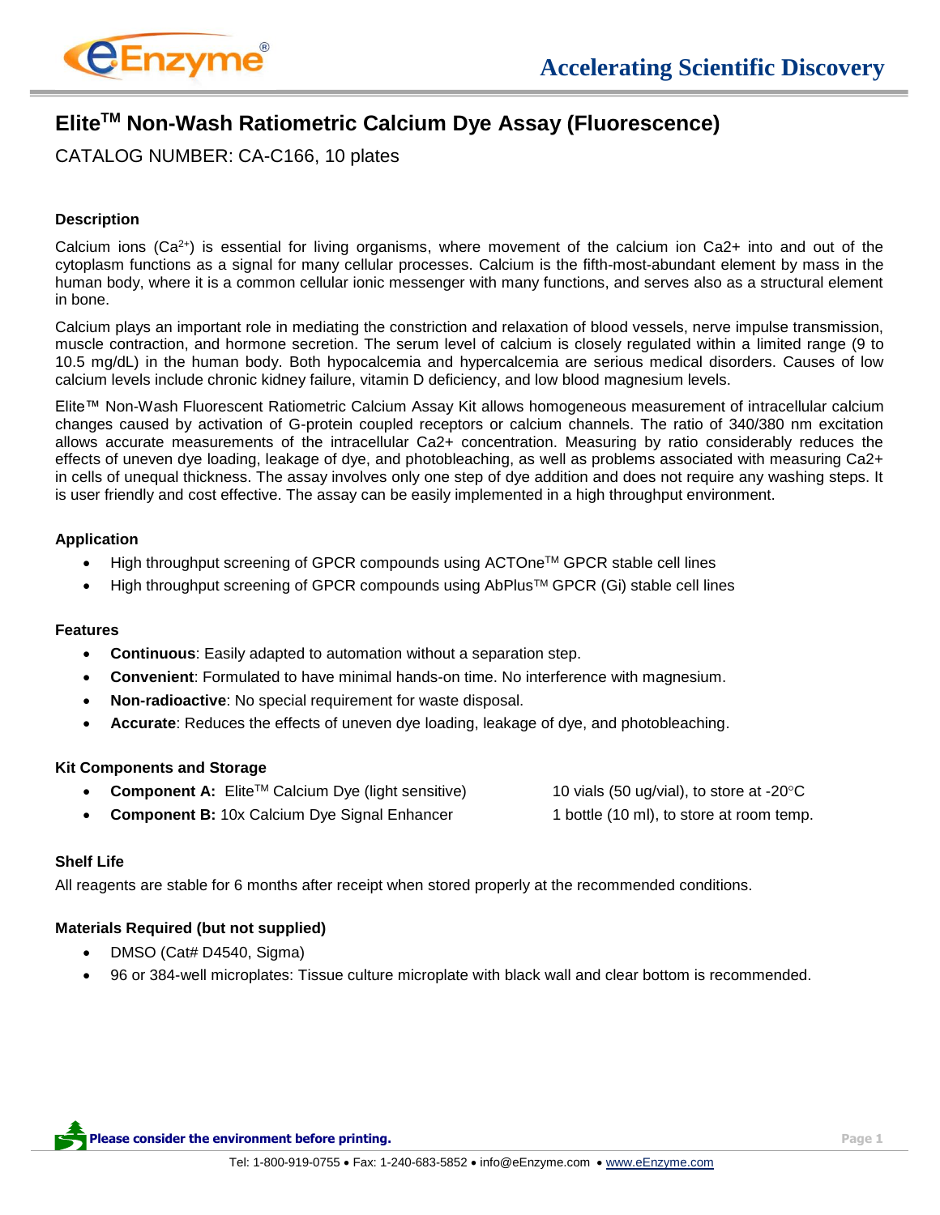# Elite$^{TM}$ Non-Wash Ratiometric Calcium Dye Assay (Fluorescence)

CATALOG NUMBER: CA-C166, 10 plates

### Description

Calcium ions ($Ca^{2+}$) is essential for living organisms, where movement of the calcium ion Ca2+ into and out of the cytoplasm functions as a signal for many cellular processes. Calcium is the fifth-most-abundant element by mass in the human body, where it is a common cellular ionic messenger with many functions, and serves also as a structural element in bone.

Calcium plays an important role in mediating the constriction and relaxation of blood vessels, nerve impulse transmission, muscle contraction, and hormone secretion. The serum level of calcium is closely regulated within a limited range (9 to 10.5 mg/dL) in the human body. Both hypocalcemia and hypercalcemia are serious medical disorders. Causes of low calcium levels include chronic kidney failure, vitamin D deficiency, and low blood magnesium levels.

Elite™ Non-Wash Fluorescent Ratiometric Calcium Assay Kit allows homogeneous measurement of intracellular calcium changes caused by activation of G-protein coupled receptors or calcium channels. The ratio of 340/380 nm excitation allows accurate measurements of the intracellular Ca2+ concentration. Measuring by ratio considerably reduces the effects of uneven dye loading, leakage of dye, and photobleaching, as well as problems associated with measuring Ca2+ in cells of unequal thickness. The assay involves only one step of dye addition and does not require any washing steps. It is user friendly and cost effective. The assay can be easily implemented in a high throughput environment.

### Application

- High throughput screening of GPCR compounds using ACTOne™ GPCR stable cell lines
- High throughput screening of GPCR compounds using AbPlus™ GPCR (Gi) stable cell lines

### Features

- **Continuous**: Easily adapted to automation without a separation step.
- **Convenient**: Formulated to have minimal hands-on time. No interference with magnesium.
- **Non-radioactive**: No special requirement for waste disposal.
- **Accurate**: Reduces the effects of uneven dye loading, leakage of dye, and photobleaching.

### Kit Components and Storage

- **Component A:** Elite™ Calcium Dye (light sensitive) — 10 vials (50 ug/vial), to store at -20°C
- **Component B:** 10x Calcium Dye Signal Enhancer — 1 bottle (10 ml), to store at room temp.

### Shelf Life

All reagents are stable for 6 months after receipt when stored properly at the recommended conditions.

### Materials Required (but not supplied)

- DMSO (Cat# D4540, Sigma)
- 96 or 384-well microplates: Tissue culture microplate with black wall and clear bottom is recommended.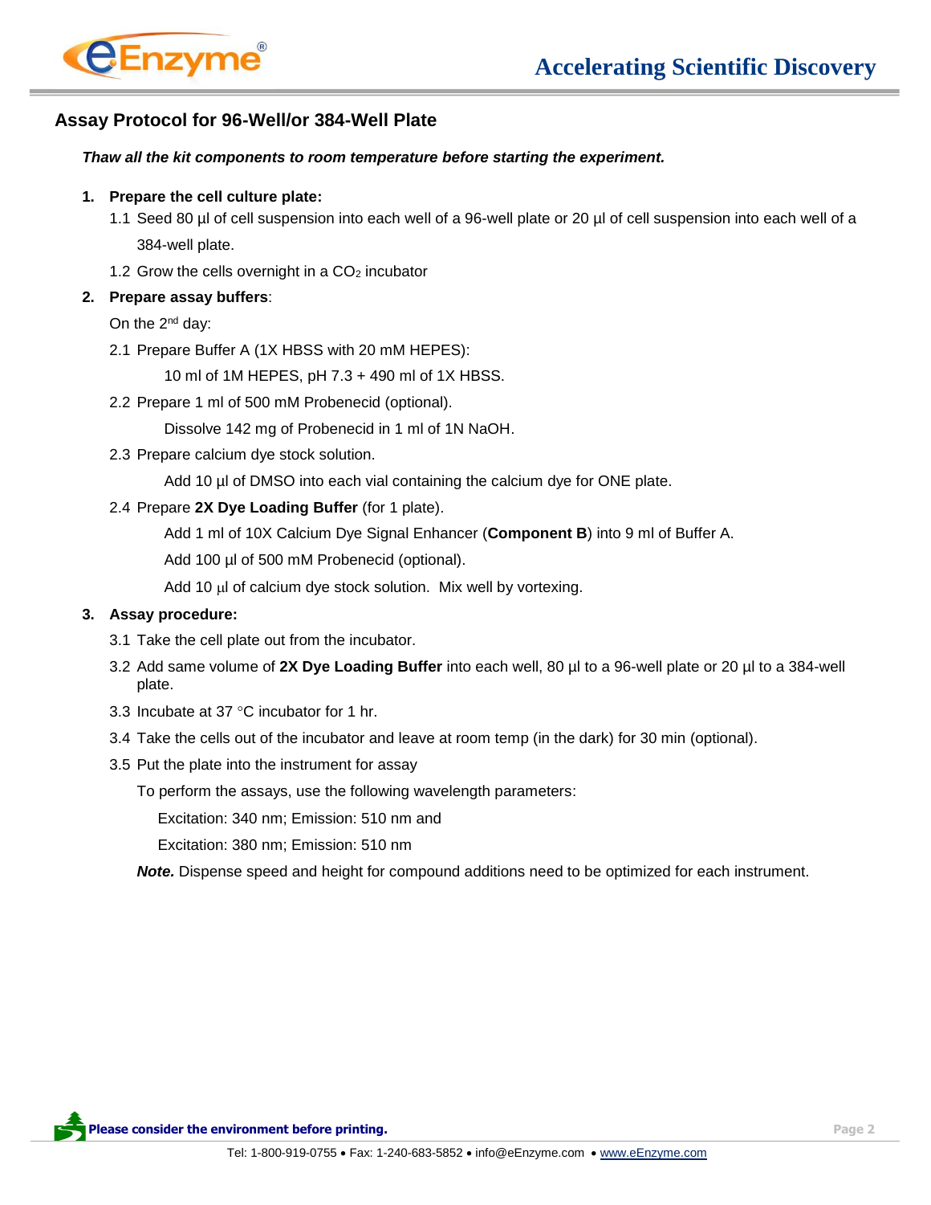## Assay Protocol for 96-Well/or 384-Well Plate

***Thaw all the kit components to room temperature before starting the experiment.***

1. **Prepare the cell culture plate:**
   - 1.1 Seed 80 µl of cell suspension into each well of a 96-well plate or 20 µl of cell suspension into each well of a 384-well plate.
   - 1.2 Grow the cells overnight in a $CO_2$ incubator
2. **Prepare assay buffers**:

   On the 2nd day:
   - 2.1 Prepare Buffer A (1X HBSS with 20 mM HEPES):

     10 ml of 1M HEPES, pH 7.3 + 490 ml of 1X HBSS.
   - 2.2 Prepare 1 ml of 500 mM Probenecid (optional).

     Dissolve 142 mg of Probenecid in 1 ml of 1N NaOH.
   - 2.3 Prepare calcium dye stock solution.

     Add 10 µl of DMSO into each vial containing the calcium dye for ONE plate.
   - 2.4 Prepare **2X Dye Loading Buffer** (for 1 plate).

     Add 1 ml of 10X Calcium Dye Signal Enhancer (**Component B**) into 9 ml of Buffer A.

     Add 100 µl of 500 mM Probenecid (optional).

     Add 10 µl of calcium dye stock solution. Mix well by vortexing.
3. **Assay procedure:**
   - 3.1 Take the cell plate out from the incubator.
   - 3.2 Add same volume of **2X Dye Loading Buffer** into each well, 80 µl to a 96-well plate or 20 µl to a 384-well plate.
   - 3.3 Incubate at 37 °C incubator for 1 hr.
   - 3.4 Take the cells out of the incubator and leave at room temp (in the dark) for 30 min (optional).
   - 3.5 Put the plate into the instrument for assay

     To perform the assays, use the following wavelength parameters:

     Excitation: 340 nm; Emission: 510 nm and

     Excitation: 380 nm; Emission: 510 nm

     ***Note.*** Dispense speed and height for compound additions need to be optimized for each instrument.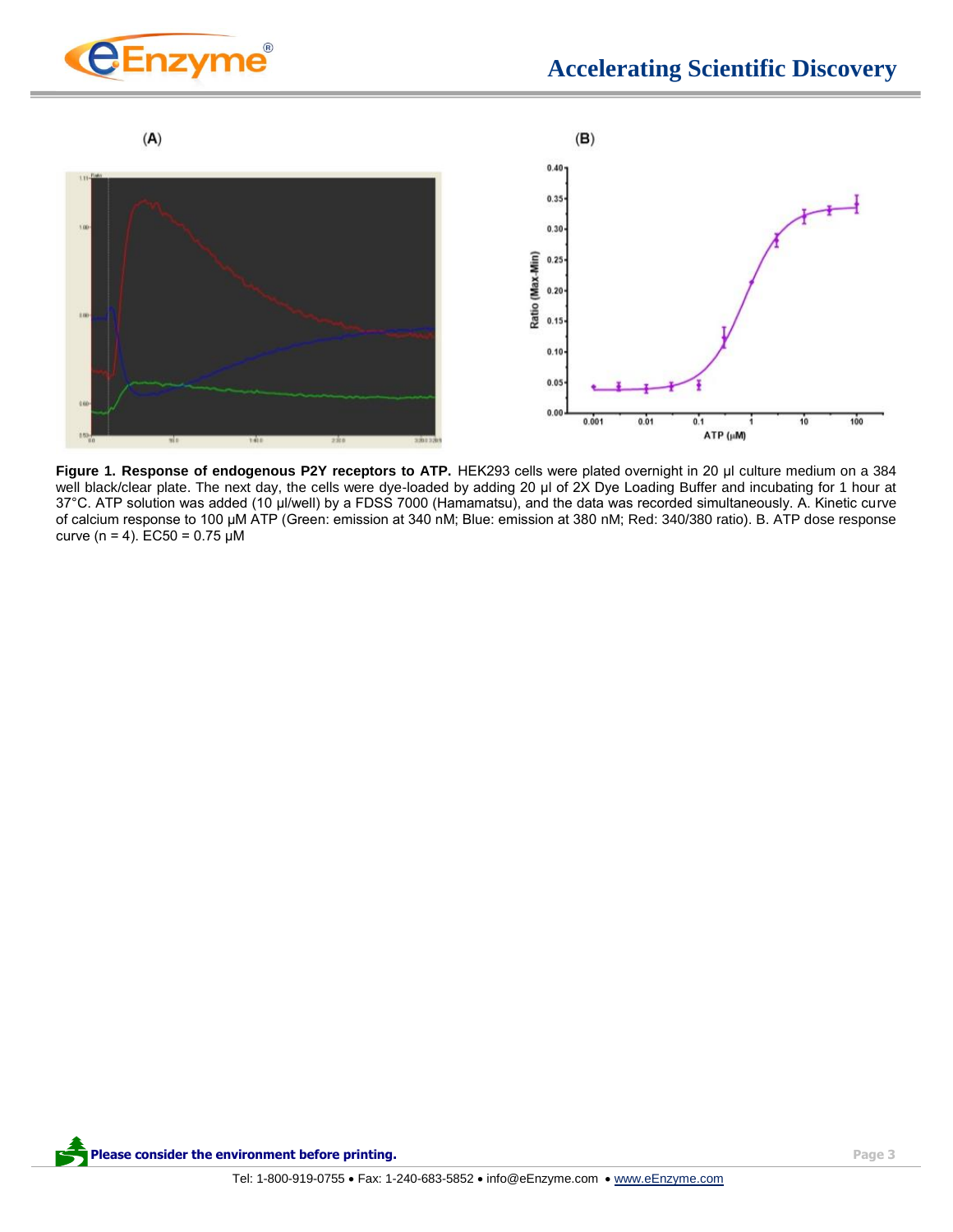(A)

(B)

0.40
0.35
0.30
0.25
0.20
0.15
0.10
0.05
0.00

Ratio (Max-Min)

0.001
0.01
0.1
1
10
100

ATP (μM)

**Figure 1. Response of endogenous P2Y receptors to ATP.** HEK293 cells were plated overnight in 20 µl culture medium on a 384 well black/clear plate. The next day, the cells were dye-loaded by adding 20 µl of 2X Dye Loading Buffer and incubating for 1 hour at 37°C. ATP solution was added (10 µl/well) by a FDSS 7000 (Hamamatsu), and the data was recorded simultaneously. A. Kinetic curve of calcium response to 100 µM ATP (Green: emission at 340 nM; Blue: emission at 380 nM; Red: 340/380 ratio). B. ATP dose response curve (n = 4). EC50 = 0.75 µM

**Please consider the environment before printing.**

Tel: 1-800-919-0755 • Fax: 1-240-683-5852 • info@eEnzyme.com • www.eEnzyme.com